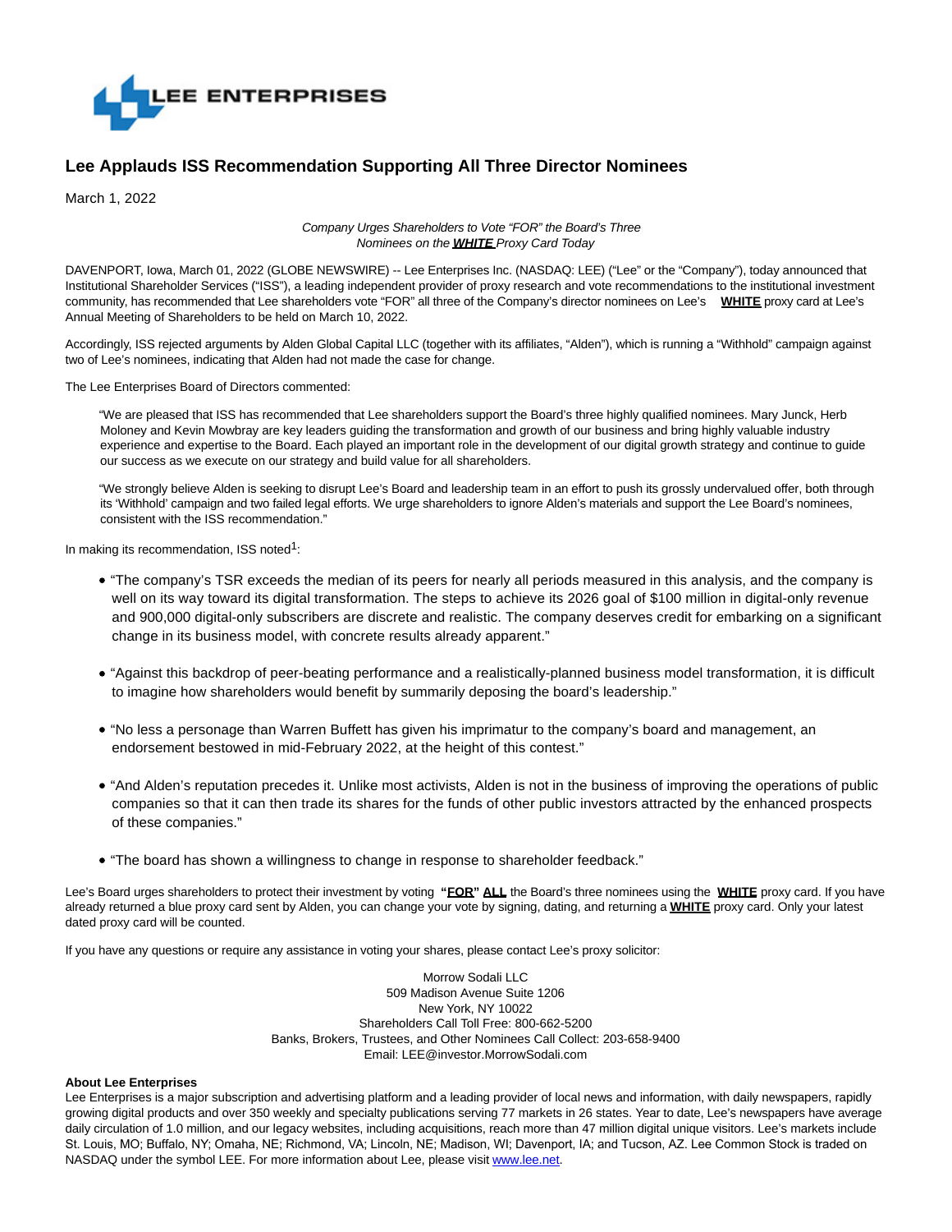LEE ENTERPRISES

# Lee Applauds ISS Recommendation Supporting All Three Director Nominees

March 1, 2022

*Company Urges Shareholders to Vote "FOR" the Board's Three Nominees on the **WHITE** Proxy Card Today*

DAVENPORT, Iowa, March 01, 2022 (GLOBE NEWSWIRE) -- Lee Enterprises Inc. (NASDAQ: LEE) ("Lee" or the "Company"), today announced that Institutional Shareholder Services ("ISS"), a leading independent provider of proxy research and vote recommendations to the institutional investment community, has recommended that Lee shareholders vote "FOR" all three of the Company's director nominees on Lee's **WHITE** proxy card at Lee's Annual Meeting of Shareholders to be held on March 10, 2022.

Accordingly, ISS rejected arguments by Alden Global Capital LLC (together with its affiliates, "Alden"), which is running a "Withhold" campaign against two of Lee's nominees, indicating that Alden had not made the case for change.

The Lee Enterprises Board of Directors commented:

> "We are pleased that ISS has recommended that Lee shareholders support the Board's three highly qualified nominees. Mary Junck, Herb Moloney and Kevin Mowbray are key leaders guiding the transformation and growth of our business and bring highly valuable industry experience and expertise to the Board. Each played an important role in the development of our digital growth strategy and continue to guide our success as we execute on our strategy and build value for all shareholders.
>
> "We strongly believe Alden is seeking to disrupt Lee's Board and leadership team in an effort to push its grossly undervalued offer, both through its 'Withhold' campaign and two failed legal efforts. We urge shareholders to ignore Alden's materials and support the Lee Board's nominees, consistent with the ISS recommendation."

In making its recommendation, ISS noted[1]:

- "The company's TSR exceeds the median of its peers for nearly all periods measured in this analysis, and the company is well on its way toward its digital transformation. The steps to achieve its 2026 goal of $100 million in digital-only revenue and 900,000 digital-only subscribers are discrete and realistic. The company deserves credit for embarking on a significant change in its business model, with concrete results already apparent."
- "Against this backdrop of peer-beating performance and a realistically-planned business model transformation, it is difficult to imagine how shareholders would benefit by summarily deposing the board's leadership."
- "No less a personage than Warren Buffett has given his imprimatur to the company's board and management, an endorsement bestowed in mid-February 2022, at the height of this contest."
- "And Alden's reputation precedes it. Unlike most activists, Alden is not in the business of improving the operations of public companies so that it can then trade its shares for the funds of other public investors attracted by the enhanced prospects of these companies."
- "The board has shown a willingness to change in response to shareholder feedback."

Lee's Board urges shareholders to protect their investment by voting **"FOR" ALL** the Board's three nominees using the **WHITE** proxy card. If you have already returned a blue proxy card sent by Alden, you can change your vote by signing, dating, and returning a **WHITE** proxy card. Only your latest dated proxy card will be counted.

If you have any questions or require any assistance in voting your shares, please contact Lee's proxy solicitor:

Morrow Sodali LLC
509 Madison Avenue Suite 1206
New York, NY 10022
Shareholders Call Toll Free: 800-662-5200
Banks, Brokers, Trustees, and Other Nominees Call Collect: 203-658-9400
Email: LEE@investor.MorrowSodali.com

**About Lee Enterprises**
Lee Enterprises is a major subscription and advertising platform and a leading provider of local news and information, with daily newspapers, rapidly growing digital products and over 350 weekly and specialty publications serving 77 markets in 26 states. Year to date, Lee's newspapers have average daily circulation of 1.0 million, and our legacy websites, including acquisitions, reach more than 47 million digital unique visitors. Lee's markets include St. Louis, MO; Buffalo, NY; Omaha, NE; Richmond, VA; Lincoln, NE; Madison, WI; Davenport, IA; and Tucson, AZ. Lee Common Stock is traded on NASDAQ under the symbol LEE. For more information about Lee, please visit www.lee.net.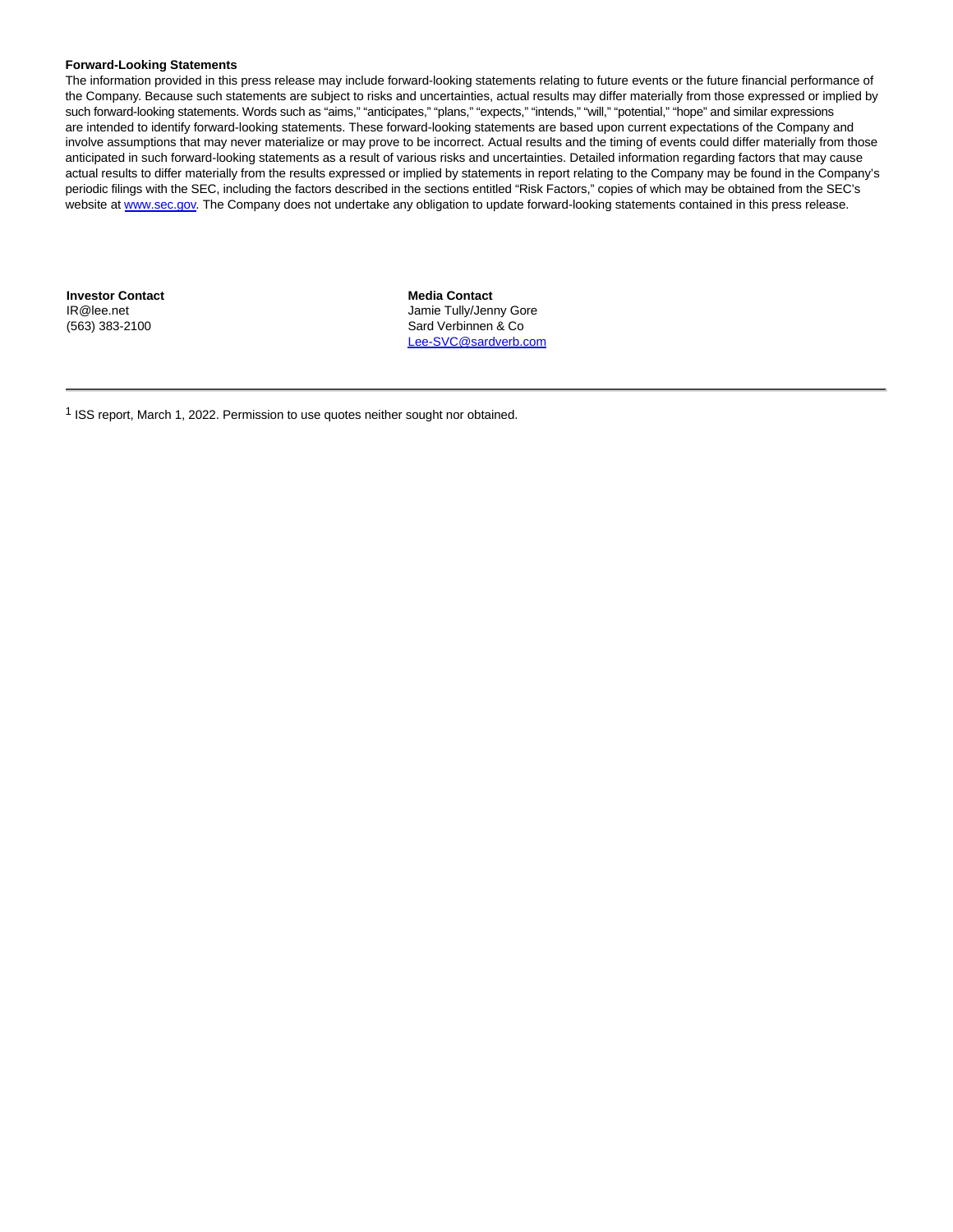**Forward-Looking Statements**

The information provided in this press release may include forward-looking statements relating to future events or the future financial performance of the Company. Because such statements are subject to risks and uncertainties, actual results may differ materially from those expressed or implied by such forward-looking statements. Words such as "aims," "anticipates," "plans," "expects," "intends," "will," "potential," "hope" and similar expressions are intended to identify forward-looking statements. These forward-looking statements are based upon current expectations of the Company and involve assumptions that may never materialize or may prove to be incorrect. Actual results and the timing of events could differ materially from those anticipated in such forward-looking statements as a result of various risks and uncertainties. Detailed information regarding factors that may cause actual results to differ materially from the results expressed or implied by statements in report relating to the Company may be found in the Company's periodic filings with the SEC, including the factors described in the sections entitled "Risk Factors," copies of which may be obtained from the SEC's website at www.sec.gov. The Company does not undertake any obligation to update forward-looking statements contained in this press release.

**Investor Contact**
IR@lee.net
(563) 383-2100

**Media Contact**
Jamie Tully/Jenny Gore
Sard Verbinnen & Co
Lee-SVC@sardverb.com

---

[1] ISS report, March 1, 2022. Permission to use quotes neither sought nor obtained.